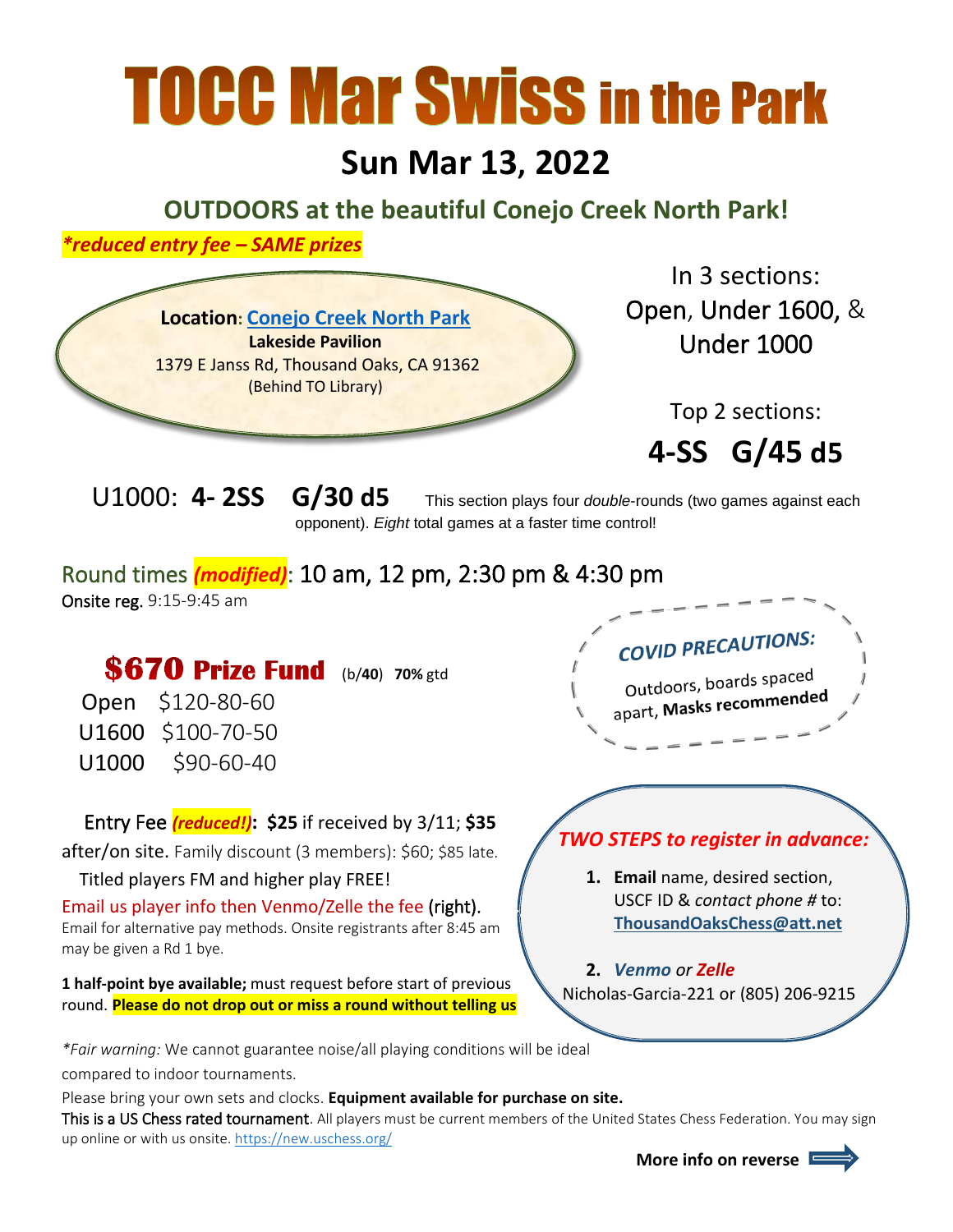# TOCC Mar Swiss in the Park

## Sun Mar 13, 2022

### OUTDOORS at the beautiful Conejo Creek North Park!

*\*reduced entry fee – SAME prizes*

**Location**: Conejo Creek North Park
**Lakeside Pavilion**
1379 E Janss Rd, Thousand Oaks, CA 91362
(Behind TO Library)

In 3 sections:
Open, Under 1600, & Under 1000

Top 2 sections:
**4-SS G/45 d5**

U1000: **4- 2SS G/30 d5** This section plays four *double*-rounds (two games against each opponent). *Eight* total games at a faster time control!

Round times ***(modified)***: 10 am, 12 pm, 2:30 pm & 4:30 pm
Onsite reg. 9:15-9:45 am

**$670 Prize Fund** (b/**40**) **70%** gtd

| | |
|---|---|
| Open | $120-80-60 |
| U1600 | $100-70-50 |
| U1000 | $90-60-40 |

***COVID PRECAUTIONS:***
Outdoors, boards spaced apart, **Masks recommended**

Entry Fee ***(reduced!)***: **$25** if received by 3/11; **$35** after/on site. Family discount (3 members): $60; $85 late.
Titled players FM and higher play FREE!
Email us player info then Venmo/Zelle the fee (right).
Email for alternative pay methods. Onsite registrants after 8:45 am may be given a Rd 1 bye.

**1 half-point bye available;** must request before start of previous round. **Please do not drop out or miss a round without telling us**

***TWO STEPS to register in advance:***

1. **Email** name, desired section, USCF ID & *contact phone #* to: **ThousandOaksChess@att.net**
2. ***Venmo*** *or* ***Zelle***
   Nicholas-Garcia-221 or (805) 206-9215

*\*Fair warning:* We cannot guarantee noise/all playing conditions will be ideal compared to indoor tournaments.

Please bring your own sets and clocks. **Equipment available for purchase on site.**

This is a US Chess rated tournament. All players must be current members of the United States Chess Federation. You may sign up online or with us onsite. https://new.uschess.org/

**More info on reverse**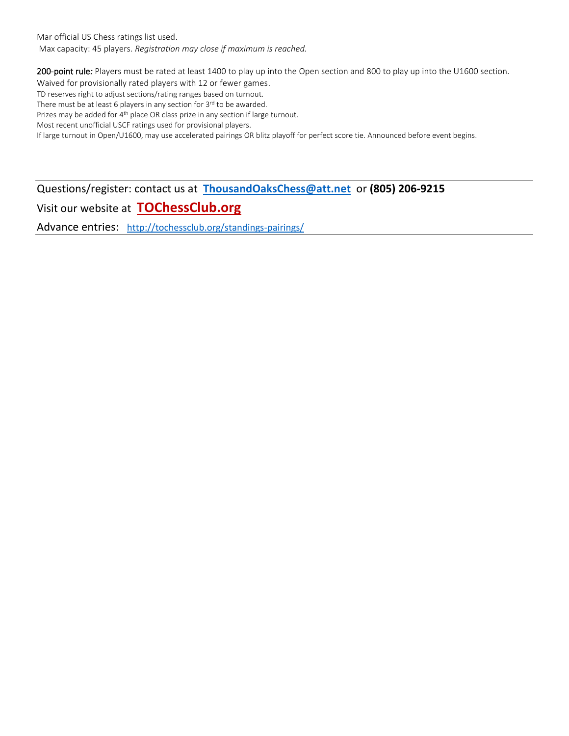Mar official US Chess ratings list used.
Max capacity: 45 players. *Registration may close if maximum is reached.*

200-point rule*:* Players must be rated at least 1400 to play up into the Open section and 800 to play up into the U1600 section. Waived for provisionally rated players with 12 or fewer games.

TD reserves right to adjust sections/rating ranges based on turnout.
There must be at least 6 players in any section for 3rd to be awarded.
Prizes may be added for 4th place OR class prize in any section if large turnout.
Most recent unofficial USCF ratings used for provisional players.
If large turnout in Open/U1600, may use accelerated pairings OR blitz playoff for perfect score tie. Announced before event begins.

---

Questions/register: contact us at **ThousandOaksChess@att.net** or **(805) 206-9215**

Visit our website at **TOChessClub.org**

Advance entries: http://tochessclub.org/standings-pairings/

---